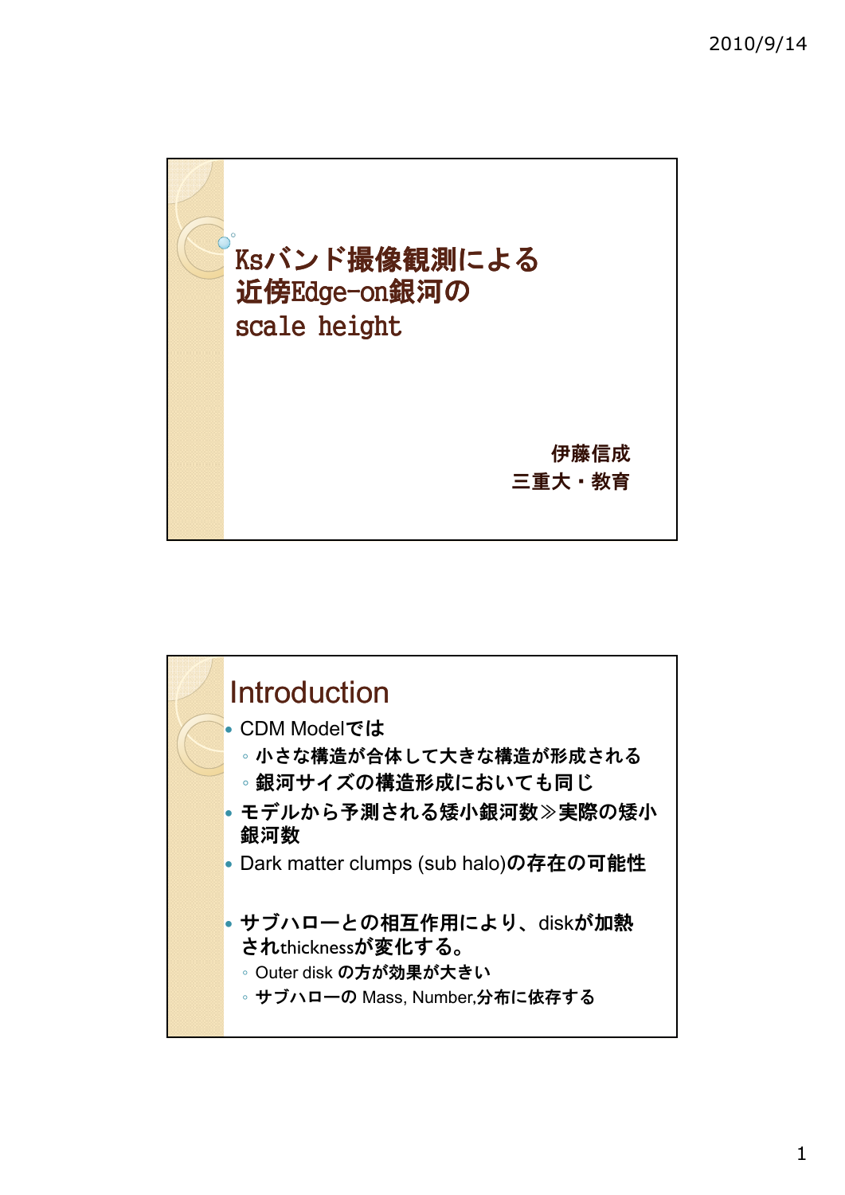# Ksバンド撮像観測による近傍Edge-on銀河のscale height

伊藤信成
三重大・教育

## Introduction

- CDM Modelでは
  - 小さな構造が合体して大きな構造が形成される
  - 銀河サイズの構造形成においても同じ
- モデルから予測される矮小銀河数≫実際の矮小銀河数
- Dark matter clumps (sub halo)の存在の可能性

- サブハローとの相互作用により、diskが加熱されthicknessが変化する。
  - Outer disk の方が効果が大きい
  - サブハローの Mass, Number,分布に依存する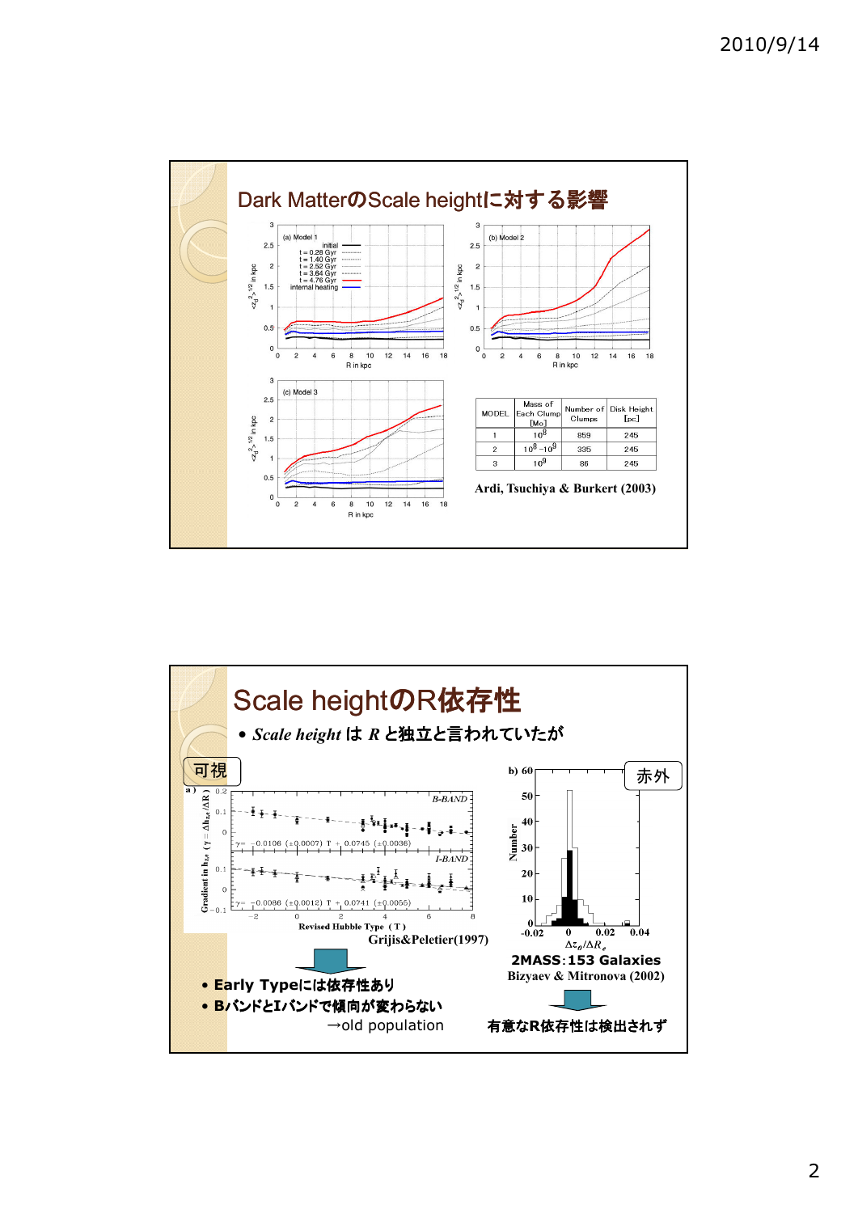## Dark MatterのScale heightに対する影響

| MODEL | Mass of Each Clump [Mo] | Number of Clumps | Disk Height [pc] |
|---|---|---|---|
| 1 | $10^8$ | 859 | 245 |
| 2 | $10^8$ – $10^9$ | 335 | 245 |
| 3 | $10^9$ | 86 | 245 |

Ardi, Tsuchiya & Burkert (2003)

## Scale heightのR依存性

- *Scale height* は *R* と独立と言われていたが

可視

Grijis&Peletier(1997)

- **Early Typeには依存性あり**
- **BバンドとIバンドで傾向が変わらない**

→old population

赤外

**2MASS：153 Galaxies**

Bizyaev & Mitronova (2002)

**有意なR依存性は検出されず**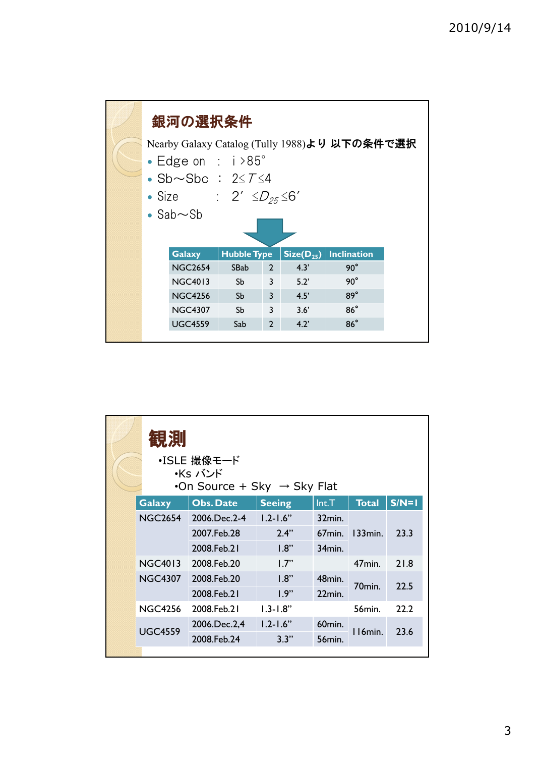## 銀河の選択条件

Nearby Galaxy Catalog (Tully 1988)より 以下の条件で選択

- Edge on ： $i > 85°$
- Sb〜Sbc ： $2 \leq T \leq 4$
- Size ： $2' \leq D_{25} \leq 6'$
- Sab〜Sb

| Galaxy | Hubble Type | | Size($D_{25}$) | Inclination |
|---|---|---|---|---|
| NGC2654 | SBab | 2 | 4.3' | 90° |
| NGC4013 | Sb | 3 | 5.2' | 90° |
| NGC4256 | Sb | 3 | 4.5' | 89° |
| NGC4307 | Sb | 3 | 3.6' | 86° |
| UGC4559 | Sab | 2 | 4.2' | 86° |

## 観測

- ISLE 撮像モード
  - Ks バンド
  - On Source + Sky → Sky Flat

| Galaxy | Obs. Date | Seeing | Int.T | Total | S/N=1 |
|---|---|---|---|---|---|
| NGC2654 | 2006.Dec.2-4 | 1.2-1.6" | 32min. | 133min. | 23.3 |
| | 2007.Feb.28 | 2.4" | 67min. | | |
| | 2008.Feb.21 | 1.8" | 34min. | | |
| NGC4013 | 2008.Feb.20 | 1.7" | | 47min. | 21.8 |
| NGC4307 | 2008.Feb.20 | 1.8" | 48min. | 70min. | 22.5 |
| | 2008.Feb.21 | 1.9" | 22min. | | |
| NGC4256 | 2008.Feb.21 | 1.3-1.8" | | 56min. | 22.2 |
| UGC4559 | 2006.Dec.2,4 | 1.2-1.6" | 60min. | 116min. | 23.6 |
| | 2008.Feb.24 | 3.3" | 56min. | | |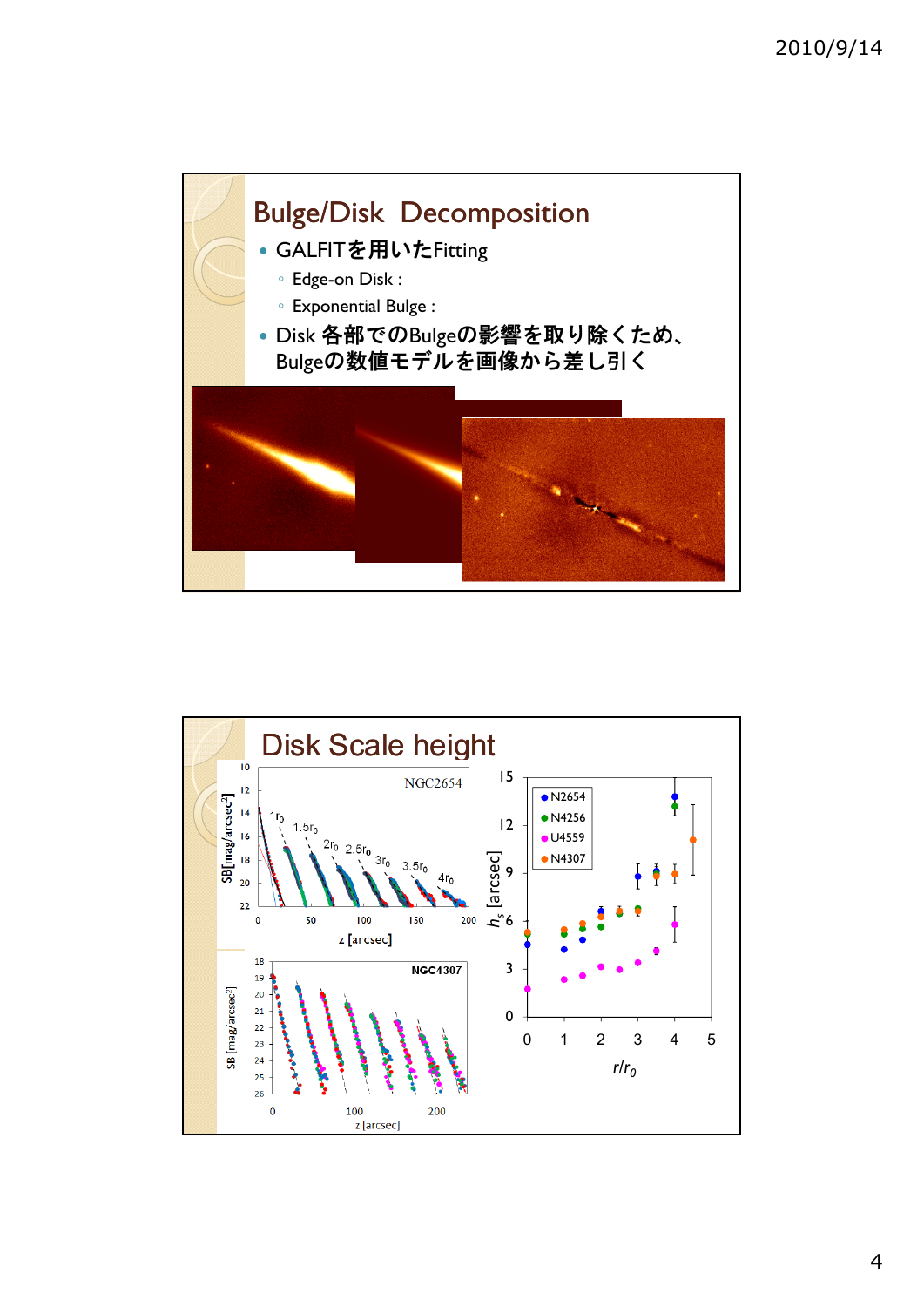## Bulge/Disk Decomposition

- GALFITを用いたFitting
  - Edge-on Disk :
  - Exponential Bulge :
- Disk 各部でのBulgeの影響を取り除くため、Bulgeの数値モデルを画像から差し引く

## Disk Scale height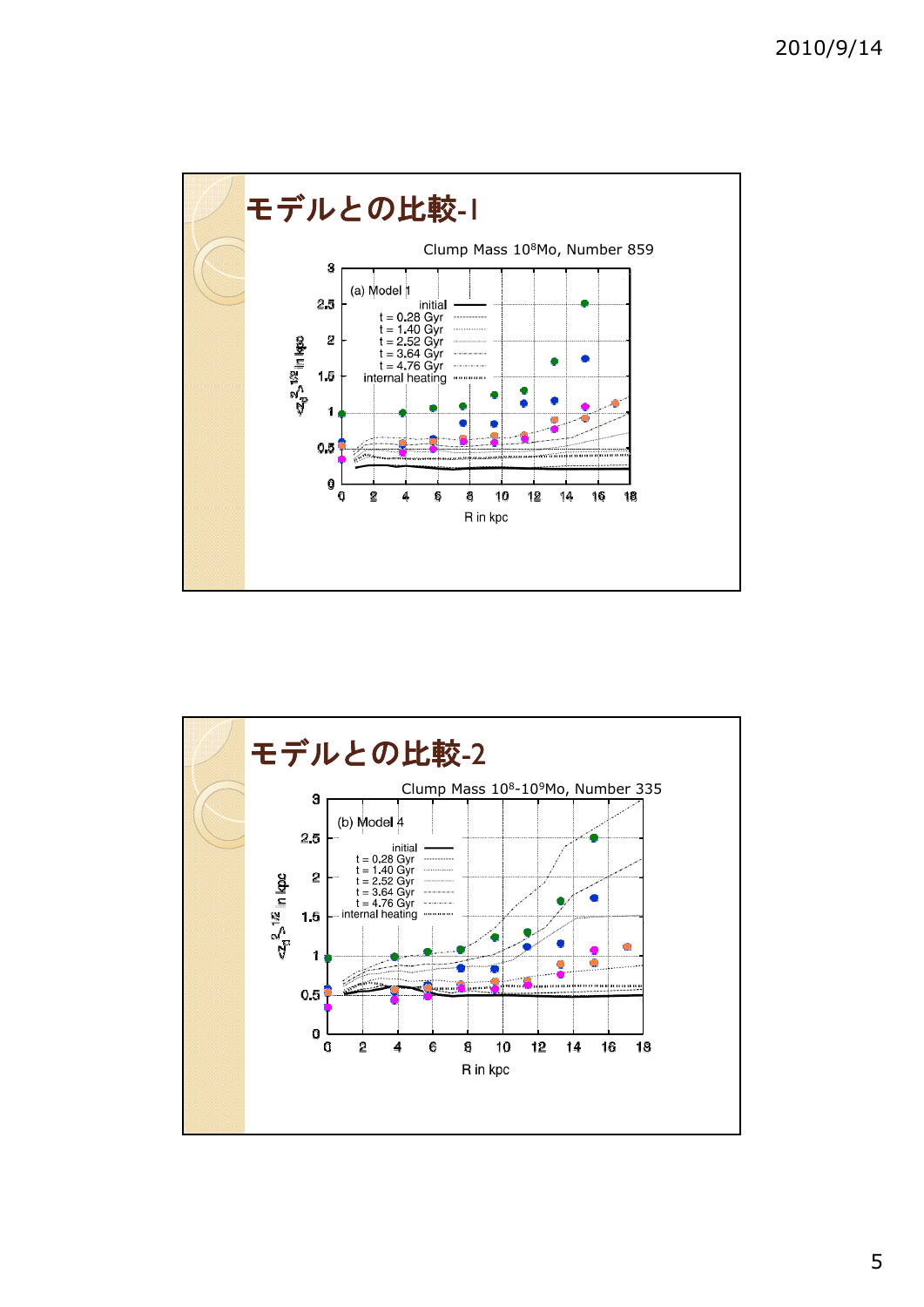# モデルとの比較-I

Clump Mass $10^8$Mo, Number 859

(a) Model 1

initial
t = 0.28 Gyr
t = 1.40 Gyr
t = 2.52 Gyr
t = 3.64 Gyr
t = 4.76 Gyr
internal heating

$<z_d^2>^{1/2}$ in kpc

R in kpc

# モデルとの比較-2

Clump Mass $10^8$-$10^9$Mo, Number 335

(b) Model 4

initial
t = 0.28 Gyr
t = 1.40 Gyr
t = 2.52 Gyr
t = 3.64 Gyr
t = 4.76 Gyr
internal heating

$<z_d^2>^{1/2}$ in kpc

R in kpc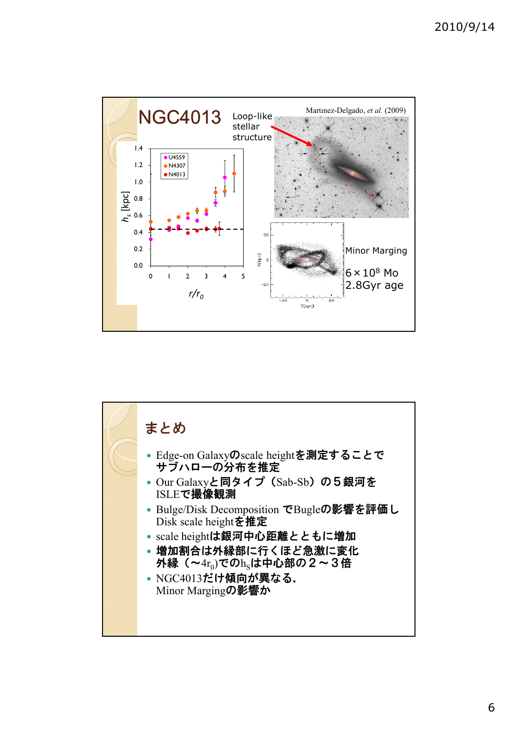## NGC4013

Loop-like stellar structure

Martınez-Delgado, *et al.* (2009)

Minor Marging

$6 \times 10^8$ Mo

2.8Gyr age

## まとめ

- Edge-on Galaxyのscale heightを測定することでサブハローの分布を推定
- Our Galaxyと同タイプ（Sab-Sb）の５銀河をISLEで撮像観測
- Bulge/Disk Decomposition でBugleの影響を評価しDisk scale heightを推定
- scale heightは銀河中心距離とともに増加
- 増加割合は外縁部に行くほど急激に変化
  外縁（$\sim 4r_0$）での$h_s$は中心部の２～３倍
- NGC4013だけ傾向が異なる.
  Minor Margingの影響か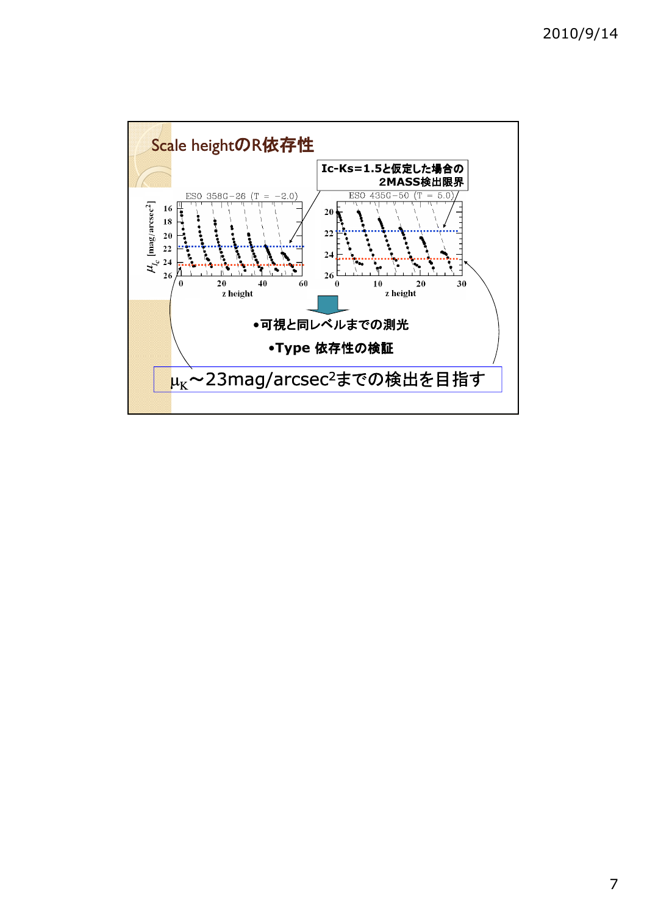# Scale heightのR依存性

Ic-Ks=1.5と仮定した場合の
2MASS検出限界

ESO 358G−26 (T = −2.0)

$\mu_{I_c}$ [mag/arcsec$^2$]

16
18
20
22
24
26

0
20
40
60

z height

ESO 435G−50 (T = 5.0)

20
22
24
26

0
10
20
30

z height

- 可視と同レベルまでの測光
- Type 依存性の検証

$\mu_K$〜23mag/arcsec$^2$までの検出を目指す